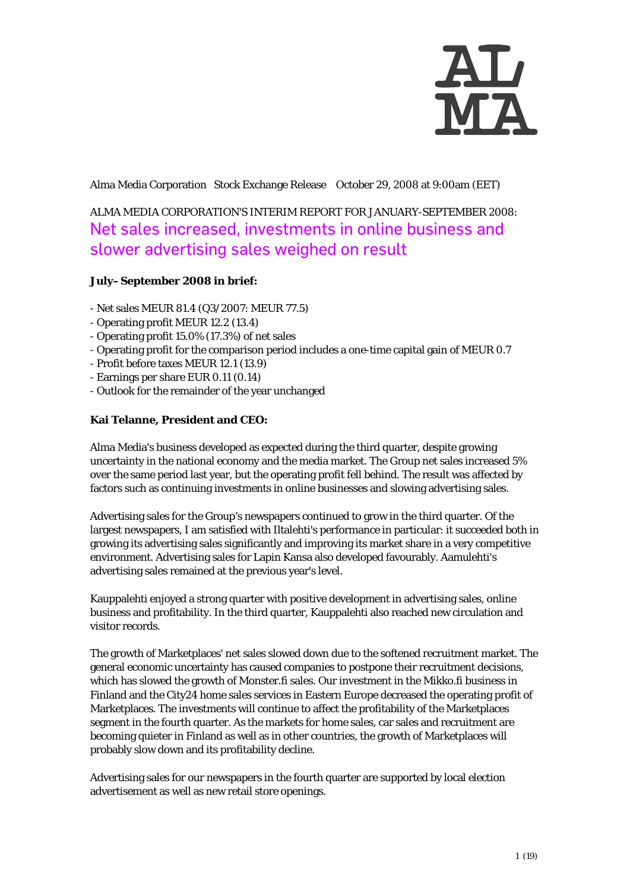Alma Media Corporation Stock Exchange Release October 29, 2008 at 9:00am (EET)

ALMA MEDIA CORPORATION'S INTERIM REPORT FOR JANUARY-SEPTEMBER 2008:

# Net sales increased, investments in online business and slower advertising sales weighed on result

**July–September 2008 in brief:**

- Net sales MEUR 81.4 (Q3/2007: MEUR 77.5)
- Operating profit MEUR 12.2 (13.4)
- Operating profit 15.0% (17.3%) of net sales
- Operating profit for the comparison period includes a one-time capital gain of MEUR 0.7
- Profit before taxes MEUR 12.1 (13.9)
- Earnings per share EUR 0.11 (0.14)
- Outlook for the remainder of the year unchanged

**Kai Telanne, President and CEO:**

Alma Media's business developed as expected during the third quarter, despite growing uncertainty in the national economy and the media market. The Group net sales increased 5% over the same period last year, but the operating profit fell behind. The result was affected by factors such as continuing investments in online businesses and slowing advertising sales.

Advertising sales for the Group's newspapers continued to grow in the third quarter. Of the largest newspapers, I am satisfied with Iltalehti's performance in particular: it succeeded both in growing its advertising sales significantly and improving its market share in a very competitive environment. Advertising sales for Lapin Kansa also developed favourably. Aamulehti's advertising sales remained at the previous year's level.

Kauppalehti enjoyed a strong quarter with positive development in advertising sales, online business and profitability. In the third quarter, Kauppalehti also reached new circulation and visitor records.

The growth of Marketplaces' net sales slowed down due to the softened recruitment market. The general economic uncertainty has caused companies to postpone their recruitment decisions, which has slowed the growth of Monster.fi sales. Our investment in the Mikko.fi business in Finland and the City24 home sales services in Eastern Europe decreased the operating profit of Marketplaces. The investments will continue to affect the profitability of the Marketplaces segment in the fourth quarter. As the markets for home sales, car sales and recruitment are becoming quieter in Finland as well as in other countries, the growth of Marketplaces will probably slow down and its profitability decline.

Advertising sales for our newspapers in the fourth quarter are supported by local election advertisement as well as new retail store openings.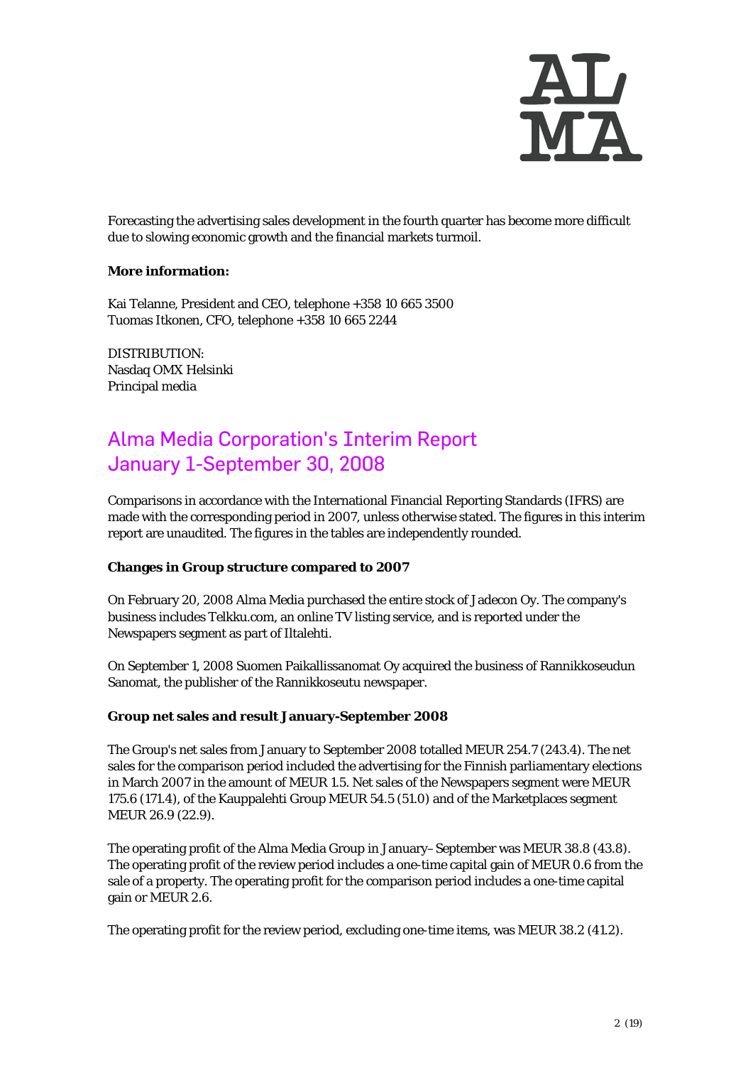Forecasting the advertising sales development in the fourth quarter has become more difficult due to slowing economic growth and the financial markets turmoil.

**More information:**

Kai Telanne, President and CEO, telephone +358 10 665 3500
Tuomas Itkonen, CFO, telephone +358 10 665 2244

DISTRIBUTION:
Nasdaq OMX Helsinki
Principal media

# Alma Media Corporation's Interim Report January 1-September 30, 2008

Comparisons in accordance with the International Financial Reporting Standards (IFRS) are made with the corresponding period in 2007, unless otherwise stated. The figures in this interim report are unaudited. The figures in the tables are independently rounded.

**Changes in Group structure compared to 2007**

On February 20, 2008 Alma Media purchased the entire stock of Jadecon Oy. The company's business includes Telkku.com, an online TV listing service, and is reported under the Newspapers segment as part of Iltalehti.

On September 1, 2008 Suomen Paikallissanomat Oy acquired the business of Rannikkoseudun Sanomat, the publisher of the Rannikkoseutu newspaper.

**Group net sales and result January-September 2008**

The Group's net sales from January to September 2008 totalled MEUR 254.7 (243.4). The net sales for the comparison period included the advertising for the Finnish parliamentary elections in March 2007 in the amount of MEUR 1.5. Net sales of the Newspapers segment were MEUR 175.6 (171.4), of the Kauppalehti Group MEUR 54.5 (51.0) and of the Marketplaces segment MEUR 26.9 (22.9).

The operating profit of the Alma Media Group in January– September was MEUR 38.8 (43.8). The operating profit of the review period includes a one-time capital gain of MEUR 0.6 from the sale of a property. The operating profit for the comparison period includes a one-time capital gain or MEUR 2.6.

The operating profit for the review period, excluding one-time items, was MEUR 38.2 (41.2).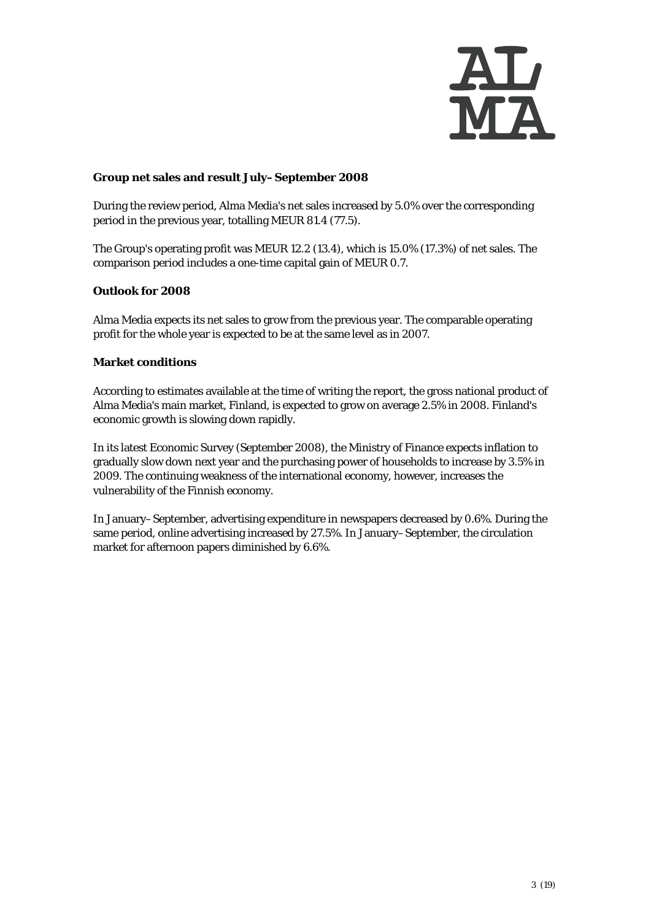**Group net sales and result July–September 2008**

During the review period, Alma Media's net sales increased by 5.0% over the corresponding period in the previous year, totalling MEUR 81.4 (77.5).

The Group's operating profit was MEUR 12.2 (13.4), which is 15.0% (17.3%) of net sales. The comparison period includes a one-time capital gain of MEUR 0.7.

**Outlook for 2008**

Alma Media expects its net sales to grow from the previous year. The comparable operating profit for the whole year is expected to be at the same level as in 2007.

**Market conditions**

According to estimates available at the time of writing the report, the gross national product of Alma Media's main market, Finland, is expected to grow on average 2.5% in 2008. Finland's economic growth is slowing down rapidly.

In its latest Economic Survey (September 2008), the Ministry of Finance expects inflation to gradually slow down next year and the purchasing power of households to increase by 3.5% in 2009. The continuing weakness of the international economy, however, increases the vulnerability of the Finnish economy.

In January–September, advertising expenditure in newspapers decreased by 0.6%. During the same period, online advertising increased by 27.5%. In January–September, the circulation market for afternoon papers diminished by 6.6%.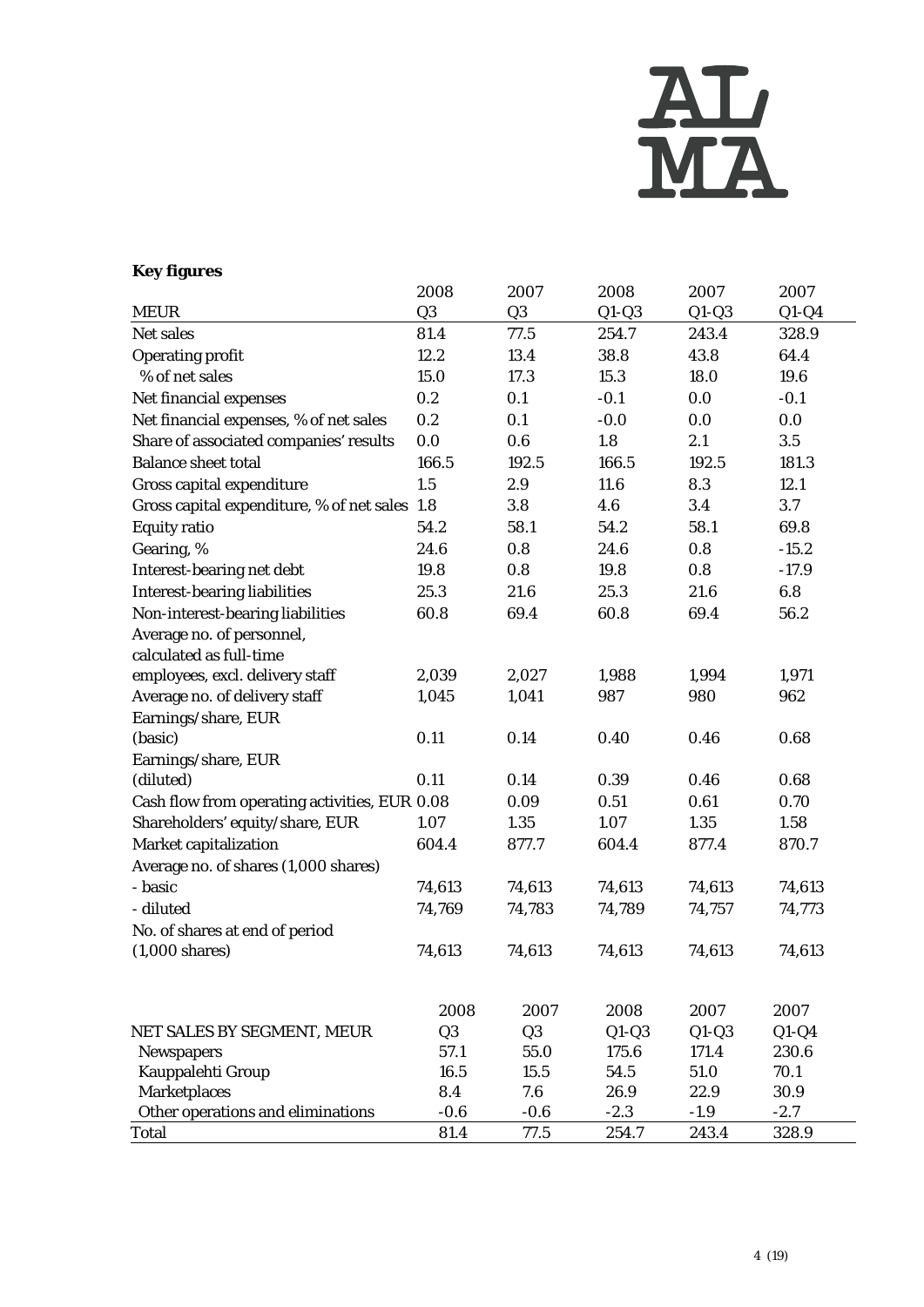**Key figures**

| MEUR | 2008 Q3 | 2007 Q3 | 2008 Q1-Q3 | 2007 Q1-Q3 | 2007 Q1-Q4 |
|---|---|---|---|---|---|
| Net sales | 81.4 | 77.5 | 254.7 | 243.4 | 328.9 |
| Operating profit | 12.2 | 13.4 | 38.8 | 43.8 | 64.4 |
| % of net sales | 15.0 | 17.3 | 15.3 | 18.0 | 19.6 |
| Net financial expenses | 0.2 | 0.1 | -0.1 | 0.0 | -0.1 |
| Net financial expenses, % of net sales | 0.2 | 0.1 | -0.0 | 0.0 | 0.0 |
| Share of associated companies' results | 0.0 | 0.6 | 1.8 | 2.1 | 3.5 |
| Balance sheet total | 166.5 | 192.5 | 166.5 | 192.5 | 181.3 |
| Gross capital expenditure | 1.5 | 2.9 | 11.6 | 8.3 | 12.1 |
| Gross capital expenditure, % of net sales | 1.8 | 3.8 | 4.6 | 3.4 | 3.7 |
| Equity ratio | 54.2 | 58.1 | 54.2 | 58.1 | 69.8 |
| Gearing, % | 24.6 | 0.8 | 24.6 | 0.8 | -15.2 |
| Interest-bearing net debt | 19.8 | 0.8 | 19.8 | 0.8 | -17.9 |
| Interest-bearing liabilities | 25.3 | 21.6 | 25.3 | 21.6 | 6.8 |
| Non-interest-bearing liabilities | 60.8 | 69.4 | 60.8 | 69.4 | 56.2 |
| Average no. of personnel, calculated as full-time employees, excl. delivery staff | 2,039 | 2,027 | 1,988 | 1,994 | 1,971 |
| Average no. of delivery staff | 1,045 | 1,041 | 987 | 980 | 962 |
| Earnings/share, EUR (basic) | 0.11 | 0.14 | 0.40 | 0.46 | 0.68 |
| Earnings/share, EUR (diluted) | 0.11 | 0.14 | 0.39 | 0.46 | 0.68 |
| Cash flow from operating activities, EUR | 0.08 | 0.09 | 0.51 | 0.61 | 0.70 |
| Shareholders' equity/share, EUR | 1.07 | 1.35 | 1.07 | 1.35 | 1.58 |
| Market capitalization | 604.4 | 877.7 | 604.4 | 877.4 | 870.7 |
| Average no. of shares (1,000 shares) | | | | | |
| - basic | 74,613 | 74,613 | 74,613 | 74,613 | 74,613 |
| - diluted | 74,769 | 74,783 | 74,789 | 74,757 | 74,773 |
| No. of shares at end of period (1,000 shares) | 74,613 | 74,613 | 74,613 | 74,613 | 74,613 |

| NET SALES BY SEGMENT, MEUR | 2008 Q3 | 2007 Q3 | 2008 Q1-Q3 | 2007 Q1-Q3 | 2007 Q1-Q4 |
|---|---|---|---|---|---|
| Newspapers | 57.1 | 55.0 | 175.6 | 171.4 | 230.6 |
| Kauppalehti Group | 16.5 | 15.5 | 54.5 | 51.0 | 70.1 |
| Marketplaces | 8.4 | 7.6 | 26.9 | 22.9 | 30.9 |
| Other operations and eliminations | -0.6 | -0.6 | -2.3 | -1.9 | -2.7 |
| Total | 81.4 | 77.5 | 254.7 | 243.4 | 328.9 |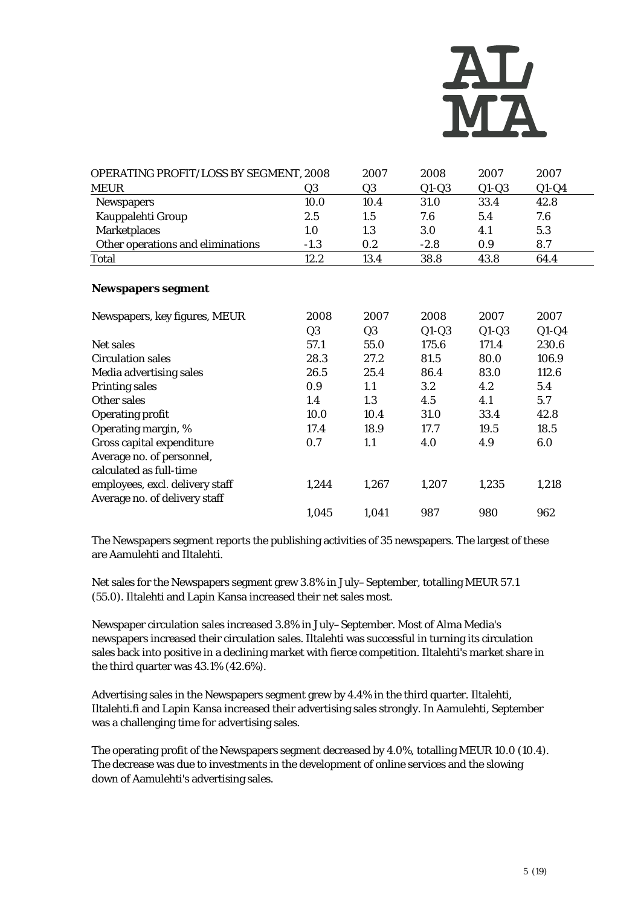| OPERATING PROFIT/LOSS BY SEGMENT, MEUR | 2008 Q3 | 2007 Q3 | 2008 Q1-Q3 | 2007 Q1-Q3 | 2007 Q1-Q4 |
|---|---|---|---|---|---|
| Newspapers | 10.0 | 10.4 | 31.0 | 33.4 | 42.8 |
| Kauppalehti Group | 2.5 | 1.5 | 7.6 | 5.4 | 7.6 |
| Marketplaces | 1.0 | 1.3 | 3.0 | 4.1 | 5.3 |
| Other operations and eliminations | -1.3 | 0.2 | -2.8 | 0.9 | 8.7 |
| Total | 12.2 | 13.4 | 38.8 | 43.8 | 64.4 |

**Newspapers segment**

| Newspapers, key figures, MEUR | 2008 Q3 | 2007 Q3 | 2008 Q1-Q3 | 2007 Q1-Q3 | 2007 Q1-Q4 |
|---|---|---|---|---|---|
| Net sales | 57.1 | 55.0 | 175.6 | 171.4 | 230.6 |
| Circulation sales | 28.3 | 27.2 | 81.5 | 80.0 | 106.9 |
| Media advertising sales | 26.5 | 25.4 | 86.4 | 83.0 | 112.6 |
| Printing sales | 0.9 | 1.1 | 3.2 | 4.2 | 5.4 |
| Other sales | 1.4 | 1.3 | 4.5 | 4.1 | 5.7 |
| Operating profit | 10.0 | 10.4 | 31.0 | 33.4 | 42.8 |
| Operating margin, % | 17.4 | 18.9 | 17.7 | 19.5 | 18.5 |
| Gross capital expenditure | 0.7 | 1.1 | 4.0 | 4.9 | 6.0 |
| Average no. of personnel, calculated as full-time employees, excl. delivery staff | 1,244 | 1,267 | 1,207 | 1,235 | 1,218 |
| Average no. of delivery staff | 1,045 | 1,041 | 987 | 980 | 962 |

The Newspapers segment reports the publishing activities of 35 newspapers. The largest of these are Aamulehti and Iltalehti.

Net sales for the Newspapers segment grew 3.8% in July–September, totalling MEUR 57.1 (55.0). Iltalehti and Lapin Kansa increased their net sales most.

Newspaper circulation sales increased 3.8% in July–September. Most of Alma Media's newspapers increased their circulation sales. Iltalehti was successful in turning its circulation sales back into positive in a declining market with fierce competition. Iltalehti's market share in the third quarter was 43.1% (42.6%).

Advertising sales in the Newspapers segment grew by 4.4% in the third quarter. Iltalehti, Iltalehti.fi and Lapin Kansa increased their advertising sales strongly. In Aamulehti, September was a challenging time for advertising sales.

The operating profit of the Newspapers segment decreased by 4.0%, totalling MEUR 10.0 (10.4). The decrease was due to investments in the development of online services and the slowing down of Aamulehti's advertising sales.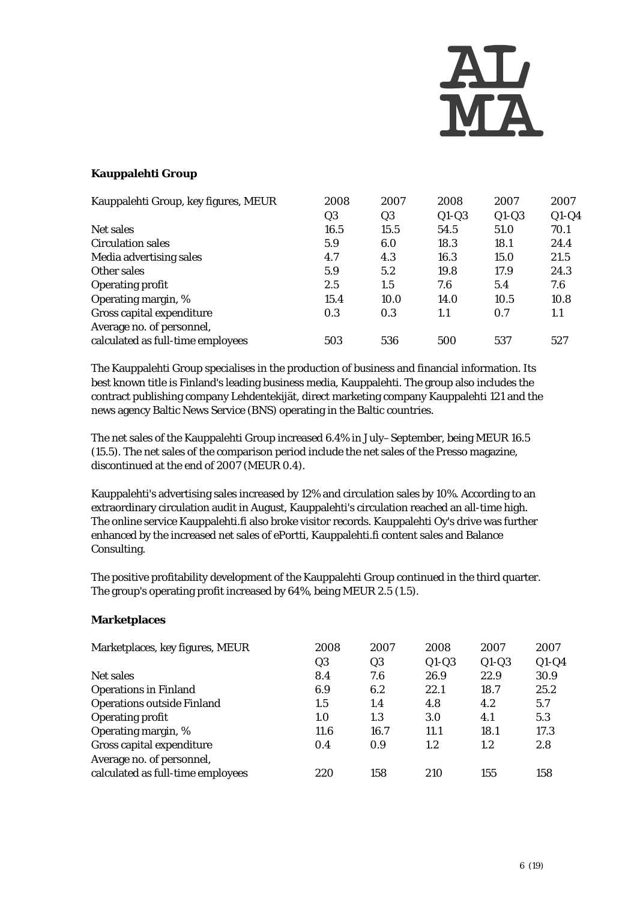**Kauppalehti Group**

| Kauppalehti Group, key figures, MEUR | 2008 Q3 | 2007 Q3 | 2008 Q1-Q3 | 2007 Q1-Q3 | 2007 Q1-Q4 |
|---|---|---|---|---|---|
| Net sales | 16.5 | 15.5 | 54.5 | 51.0 | 70.1 |
| Circulation sales | 5.9 | 6.0 | 18.3 | 18.1 | 24.4 |
| Media advertising sales | 4.7 | 4.3 | 16.3 | 15.0 | 21.5 |
| Other sales | 5.9 | 5.2 | 19.8 | 17.9 | 24.3 |
| Operating profit | 2.5 | 1.5 | 7.6 | 5.4 | 7.6 |
| Operating margin, % | 15.4 | 10.0 | 14.0 | 10.5 | 10.8 |
| Gross capital expenditure | 0.3 | 0.3 | 1.1 | 0.7 | 1.1 |
| Average no. of personnel, calculated as full-time employees | 503 | 536 | 500 | 537 | 527 |

The Kauppalehti Group specialises in the production of business and financial information. Its best known title is Finland's leading business media, Kauppalehti. The group also includes the contract publishing company Lehdentekijät, direct marketing company Kauppalehti 121 and the news agency Baltic News Service (BNS) operating in the Baltic countries.

The net sales of the Kauppalehti Group increased 6.4% in July–September, being MEUR 16.5 (15.5). The net sales of the comparison period include the net sales of the Presso magazine, discontinued at the end of 2007 (MEUR 0.4).

Kauppalehti's advertising sales increased by 12% and circulation sales by 10%. According to an extraordinary circulation audit in August, Kauppalehti's circulation reached an all-time high. The online service Kauppalehti.fi also broke visitor records. Kauppalehti Oy's drive was further enhanced by the increased net sales of ePortti, Kauppalehti.fi content sales and Balance Consulting.

The positive profitability development of the Kauppalehti Group continued in the third quarter. The group's operating profit increased by 64%, being MEUR 2.5 (1.5).

**Marketplaces**

| Marketplaces, key figures, MEUR | 2008 Q3 | 2007 Q3 | 2008 Q1-Q3 | 2007 Q1-Q3 | 2007 Q1-Q4 |
|---|---|---|---|---|---|
| Net sales | 8.4 | 7.6 | 26.9 | 22.9 | 30.9 |
| Operations in Finland | 6.9 | 6.2 | 22.1 | 18.7 | 25.2 |
| Operations outside Finland | 1.5 | 1.4 | 4.8 | 4.2 | 5.7 |
| Operating profit | 1.0 | 1.3 | 3.0 | 4.1 | 5.3 |
| Operating margin, % | 11.6 | 16.7 | 11.1 | 18.1 | 17.3 |
| Gross capital expenditure | 0.4 | 0.9 | 1.2 | 1.2 | 2.8 |
| Average no. of personnel, calculated as full-time employees | 220 | 158 | 210 | 155 | 158 |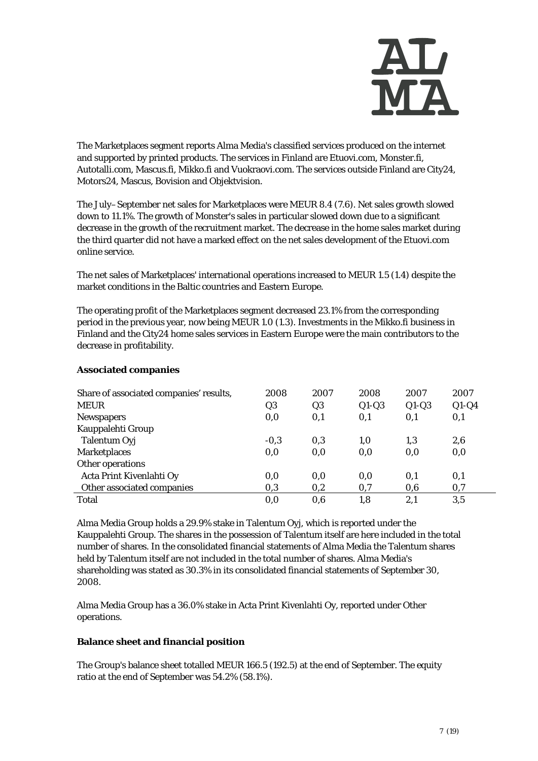The Marketplaces segment reports Alma Media's classified services produced on the internet and supported by printed products. The services in Finland are Etuovi.com, Monster.fi, Autotalli.com, Mascus.fi, Mikko.fi and Vuokraovi.com. The services outside Finland are City24, Motors24, Mascus, Bovision and Objektvision.

The July–September net sales for Marketplaces were MEUR 8.4 (7.6). Net sales growth slowed down to 11.1%. The growth of Monster's sales in particular slowed down due to a significant decrease in the growth of the recruitment market. The decrease in the home sales market during the third quarter did not have a marked effect on the net sales development of the Etuovi.com online service.

The net sales of Marketplaces' international operations increased to MEUR 1.5 (1.4) despite the market conditions in the Baltic countries and Eastern Europe.

The operating profit of the Marketplaces segment decreased 23.1% from the corresponding period in the previous year, now being MEUR 1.0 (1.3). Investments in the Mikko.fi business in Finland and the City24 home sales services in Eastern Europe were the main contributors to the decrease in profitability.

**Associated companies**

| Share of associated companies' results, MEUR | 2008 Q3 | 2007 Q3 | 2008 Q1-Q3 | 2007 Q1-Q3 | 2007 Q1-Q4 |
|---|---|---|---|---|---|
| Newspapers | 0,0 | 0,1 | 0,1 | 0,1 | 0,1 |
| Kauppalehti Group | | | | | |
| Talentum Oyj | -0,3 | 0,3 | 1,0 | 1,3 | 2,6 |
| Marketplaces | 0,0 | 0,0 | 0,0 | 0,0 | 0,0 |
| Other operations | | | | | |
| Acta Print Kivenlahti Oy | 0,0 | 0,0 | 0,0 | 0,1 | 0,1 |
| Other associated companies | 0,3 | 0,2 | 0,7 | 0,6 | 0,7 |
| Total | 0,0 | 0,6 | 1,8 | 2,1 | 3,5 |

Alma Media Group holds a 29.9% stake in Talentum Oyj, which is reported under the Kauppalehti Group. The shares in the possession of Talentum itself are here included in the total number of shares. In the consolidated financial statements of Alma Media the Talentum shares held by Talentum itself are not included in the total number of shares. Alma Media's shareholding was stated as 30.3% in its consolidated financial statements of September 30, 2008.

Alma Media Group has a 36.0% stake in Acta Print Kivenlahti Oy, reported under Other operations.

**Balance sheet and financial position**

The Group's balance sheet totalled MEUR 166.5 (192.5) at the end of September. The equity ratio at the end of September was 54.2% (58.1%).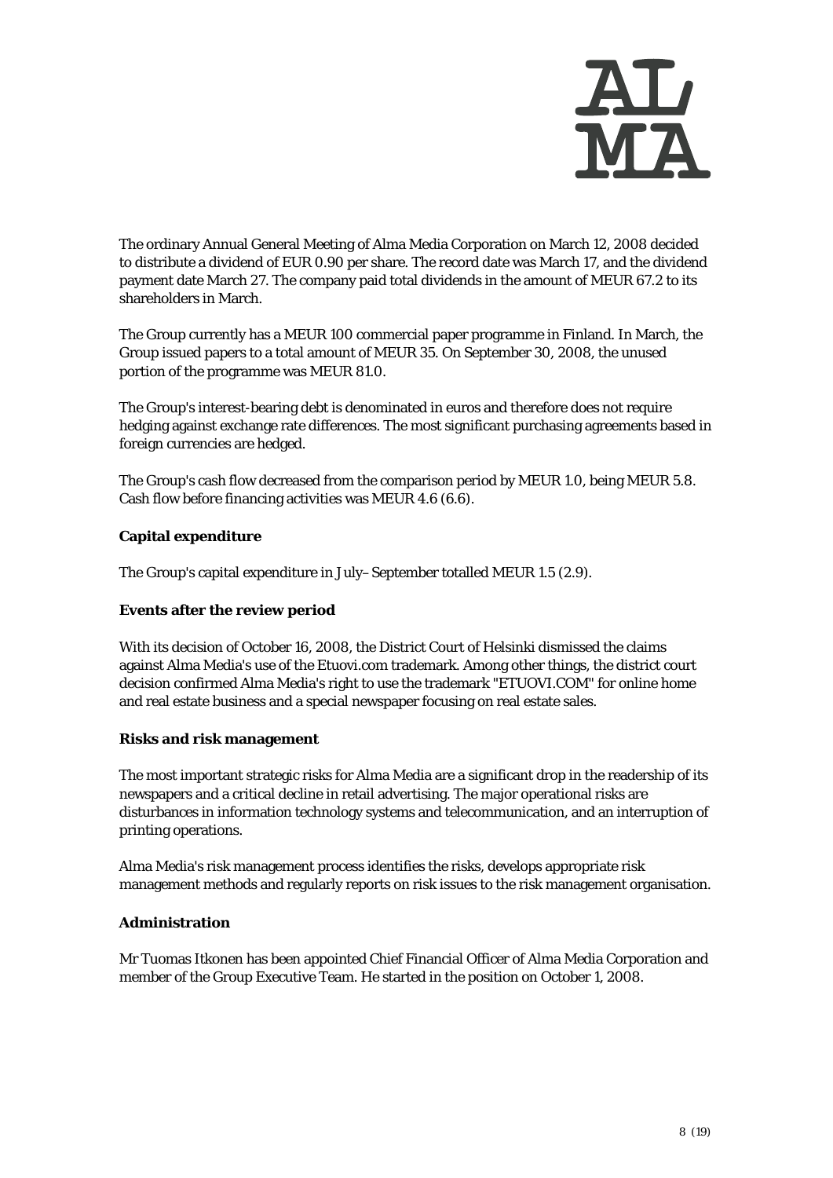The ordinary Annual General Meeting of Alma Media Corporation on March 12, 2008 decided to distribute a dividend of EUR 0.90 per share. The record date was March 17, and the dividend payment date March 27. The company paid total dividends in the amount of MEUR 67.2 to its shareholders in March.

The Group currently has a MEUR 100 commercial paper programme in Finland. In March, the Group issued papers to a total amount of MEUR 35. On September 30, 2008, the unused portion of the programme was MEUR 81.0.

The Group's interest-bearing debt is denominated in euros and therefore does not require hedging against exchange rate differences. The most significant purchasing agreements based in foreign currencies are hedged.

The Group's cash flow decreased from the comparison period by MEUR 1.0, being MEUR 5.8. Cash flow before financing activities was MEUR 4.6 (6.6).

**Capital expenditure**

The Group's capital expenditure in July–September totalled MEUR 1.5 (2.9).

**Events after the review period**

With its decision of October 16, 2008, the District Court of Helsinki dismissed the claims against Alma Media's use of the Etuovi.com trademark. Among other things, the district court decision confirmed Alma Media's right to use the trademark "ETUOVI.COM" for online home and real estate business and a special newspaper focusing on real estate sales.

**Risks and risk management**

The most important strategic risks for Alma Media are a significant drop in the readership of its newspapers and a critical decline in retail advertising. The major operational risks are disturbances in information technology systems and telecommunication, and an interruption of printing operations.

Alma Media's risk management process identifies the risks, develops appropriate risk management methods and regularly reports on risk issues to the risk management organisation.

**Administration**

Mr Tuomas Itkonen has been appointed Chief Financial Officer of Alma Media Corporation and member of the Group Executive Team. He started in the position on October 1, 2008.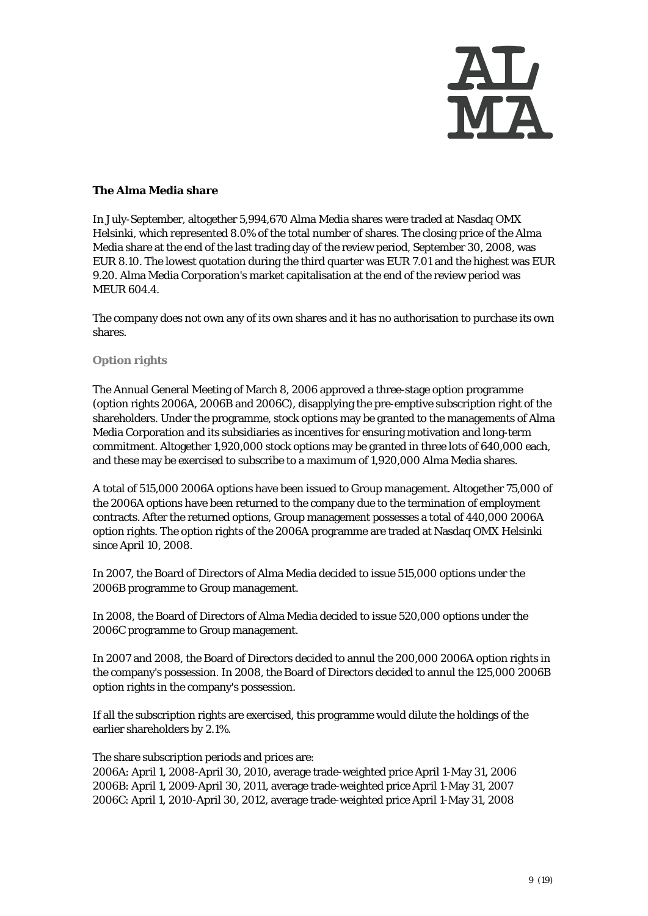## The Alma Media share

In July-September, altogether 5,994,670 Alma Media shares were traded at Nasdaq OMX Helsinki, which represented 8.0% of the total number of shares. The closing price of the Alma Media share at the end of the last trading day of the review period, September 30, 2008, was EUR 8.10. The lowest quotation during the third quarter was EUR 7.01 and the highest was EUR 9.20. Alma Media Corporation's market capitalisation at the end of the review period was MEUR 604.4.

The company does not own any of its own shares and it has no authorisation to purchase its own shares.

### Option rights

The Annual General Meeting of March 8, 2006 approved a three-stage option programme (option rights 2006A, 2006B and 2006C), disapplying the pre-emptive subscription right of the shareholders. Under the programme, stock options may be granted to the managements of Alma Media Corporation and its subsidiaries as incentives for ensuring motivation and long-term commitment. Altogether 1,920,000 stock options may be granted in three lots of 640,000 each, and these may be exercised to subscribe to a maximum of 1,920,000 Alma Media shares.

A total of 515,000 2006A options have been issued to Group management. Altogether 75,000 of the 2006A options have been returned to the company due to the termination of employment contracts. After the returned options, Group management possesses a total of 440,000 2006A option rights. The option rights of the 2006A programme are traded at Nasdaq OMX Helsinki since April 10, 2008.

In 2007, the Board of Directors of Alma Media decided to issue 515,000 options under the 2006B programme to Group management.

In 2008, the Board of Directors of Alma Media decided to issue 520,000 options under the 2006C programme to Group management.

In 2007 and 2008, the Board of Directors decided to annul the 200,000 2006A option rights in the company's possession. In 2008, the Board of Directors decided to annul the 125,000 2006B option rights in the company's possession.

If all the subscription rights are exercised, this programme would dilute the holdings of the earlier shareholders by 2.1%.

The share subscription periods and prices are:
2006A: April 1, 2008-April 30, 2010, average trade-weighted price April 1-May 31, 2006
2006B: April 1, 2009-April 30, 2011, average trade-weighted price April 1-May 31, 2007
2006C: April 1, 2010-April 30, 2012, average trade-weighted price April 1-May 31, 2008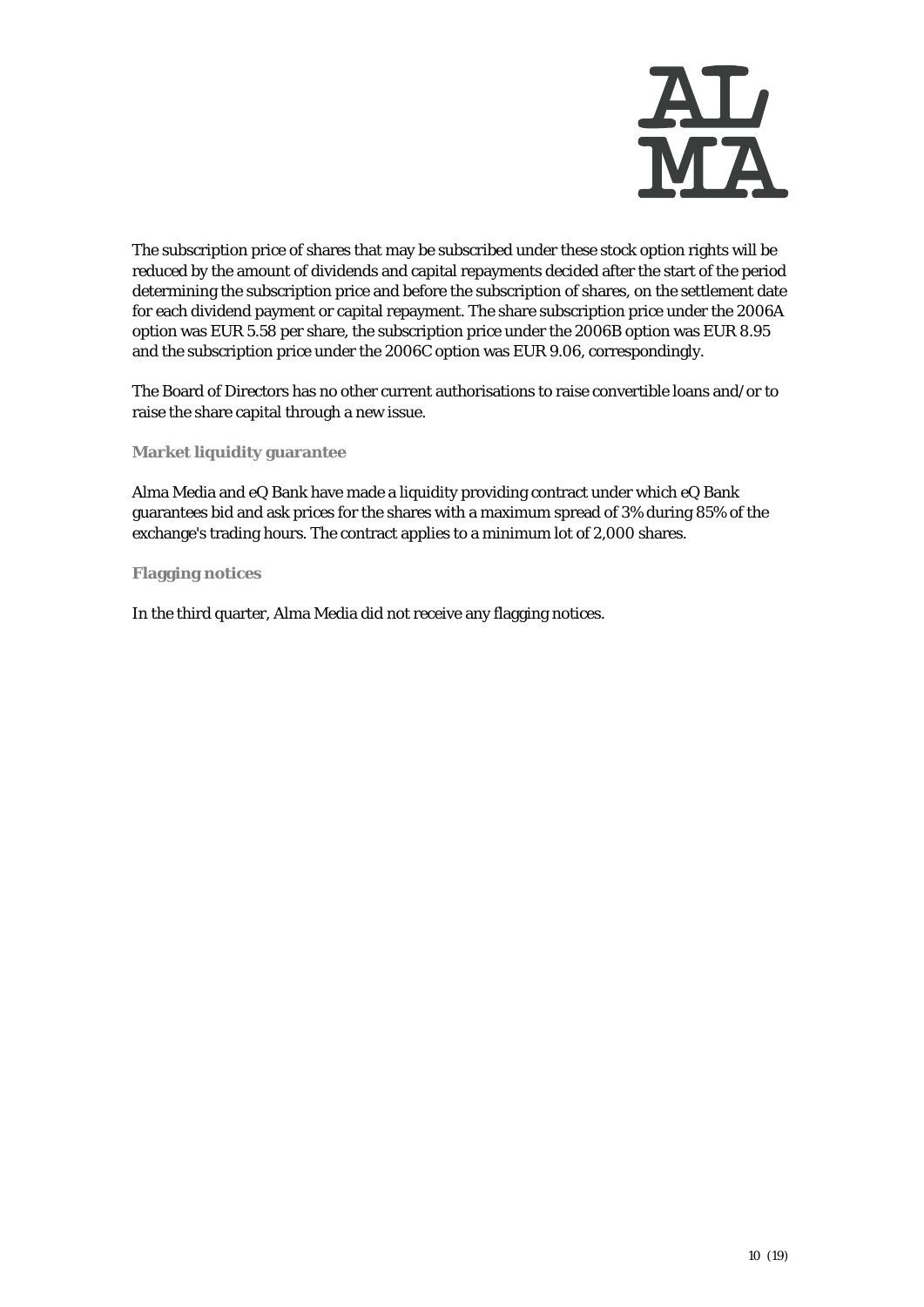The subscription price of shares that may be subscribed under these stock option rights will be reduced by the amount of dividends and capital repayments decided after the start of the period determining the subscription price and before the subscription of shares, on the settlement date for each dividend payment or capital repayment. The share subscription price under the 2006A option was EUR 5.58 per share, the subscription price under the 2006B option was EUR 8.95 and the subscription price under the 2006C option was EUR 9.06, correspondingly.

The Board of Directors has no other current authorisations to raise convertible loans and/or to raise the share capital through a new issue.

### Market liquidity guarantee

Alma Media and eQ Bank have made a liquidity providing contract under which eQ Bank guarantees bid and ask prices for the shares with a maximum spread of 3% during 85% of the exchange's trading hours. The contract applies to a minimum lot of 2,000 shares.

### Flagging notices

In the third quarter, Alma Media did not receive any flagging notices.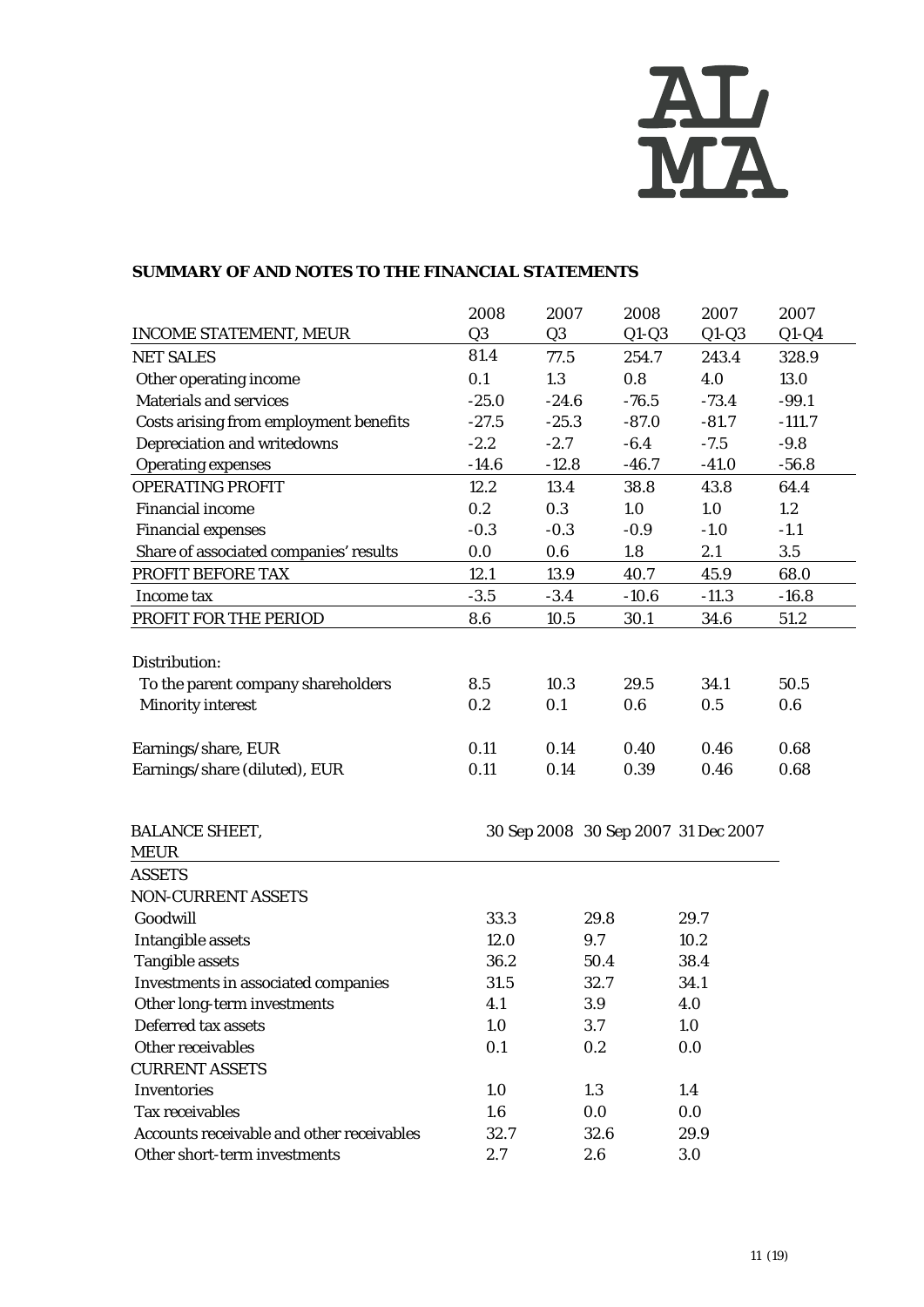## SUMMARY OF AND NOTES TO THE FINANCIAL STATEMENTS

| INCOME STATEMENT, MEUR | 2008 Q3 | 2007 Q3 | 2008 Q1-Q3 | 2007 Q1-Q3 | 2007 Q1-Q4 |
|---|---|---|---|---|---|
| NET SALES | 81.4 | 77.5 | 254.7 | 243.4 | 328.9 |
| Other operating income | 0.1 | 1.3 | 0.8 | 4.0 | 13.0 |
| Materials and services | -25.0 | -24.6 | -76.5 | -73.4 | -99.1 |
| Costs arising from employment benefits | -27.5 | -25.3 | -87.0 | -81.7 | -111.7 |
| Depreciation and writedowns | -2.2 | -2.7 | -6.4 | -7.5 | -9.8 |
| Operating expenses | -14.6 | -12.8 | -46.7 | -41.0 | -56.8 |
| OPERATING PROFIT | 12.2 | 13.4 | 38.8 | 43.8 | 64.4 |
| Financial income | 0.2 | 0.3 | 1.0 | 1.0 | 1.2 |
| Financial expenses | -0.3 | -0.3 | -0.9 | -1.0 | -1.1 |
| Share of associated companies' results | 0.0 | 0.6 | 1.8 | 2.1 | 3.5 |
| PROFIT BEFORE TAX | 12.1 | 13.9 | 40.7 | 45.9 | 68.0 |
| Income tax | -3.5 | -3.4 | -10.6 | -11.3 | -16.8 |
| PROFIT FOR THE PERIOD | 8.6 | 10.5 | 30.1 | 34.6 | 51.2 |
| | | | | | |
| Distribution: | | | | | |
| To the parent company shareholders | 8.5 | 10.3 | 29.5 | 34.1 | 50.5 |
| Minority interest | 0.2 | 0.1 | 0.6 | 0.5 | 0.6 |
| | | | | | |
| Earnings/share, EUR | 0.11 | 0.14 | 0.40 | 0.46 | 0.68 |
| Earnings/share (diluted), EUR | 0.11 | 0.14 | 0.39 | 0.46 | 0.68 |

| BALANCE SHEET, MEUR | 30 Sep 2008 | 30 Sep 2007 | 31 Dec 2007 |
|---|---|---|---|
| ASSETS | | | |
| NON-CURRENT ASSETS | | | |
| Goodwill | 33.3 | 29.8 | 29.7 |
| Intangible assets | 12.0 | 9.7 | 10.2 |
| Tangible assets | 36.2 | 50.4 | 38.4 |
| Investments in associated companies | 31.5 | 32.7 | 34.1 |
| Other long-term investments | 4.1 | 3.9 | 4.0 |
| Deferred tax assets | 1.0 | 3.7 | 1.0 |
| Other receivables | 0.1 | 0.2 | 0.0 |
| CURRENT ASSETS | | | |
| Inventories | 1.0 | 1.3 | 1.4 |
| Tax receivables | 1.6 | 0.0 | 0.0 |
| Accounts receivable and other receivables | 32.7 | 32.6 | 29.9 |
| Other short-term investments | 2.7 | 2.6 | 3.0 |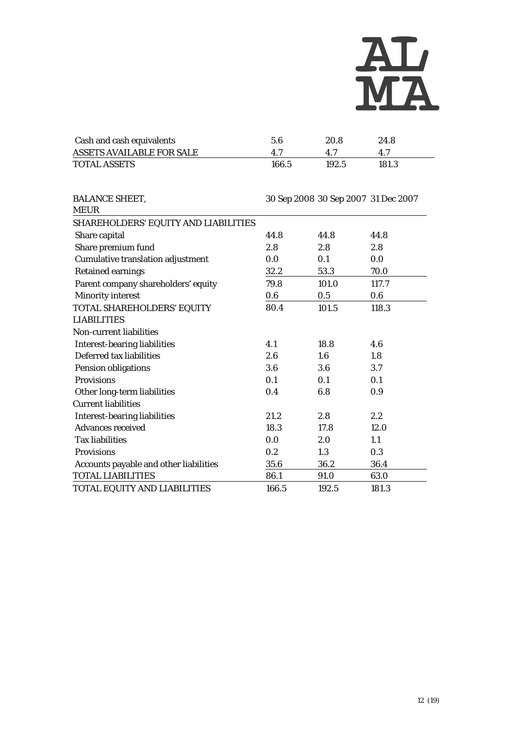| | | | |
|---|---|---|---|
| Cash and cash equivalents | 5.6 | 20.8 | 24.8 |
| ASSETS AVAILABLE FOR SALE | 4.7 | 4.7 | 4.7 |
| TOTAL ASSETS | 166.5 | 192.5 | 181.3 |

| BALANCE SHEET, MEUR | 30 Sep 2008 | 30 Sep 2007 | 31 Dec 2007 |
|---|---|---|---|
| SHAREHOLDERS' EQUITY AND LIABILITIES | | | |
| Share capital | 44.8 | 44.8 | 44.8 |
| Share premium fund | 2.8 | 2.8 | 2.8 |
| Cumulative translation adjustment | 0.0 | 0.1 | 0.0 |
| Retained earnings | 32.2 | 53.3 | 70.0 |
| Parent company shareholders' equity | 79.8 | 101.0 | 117.7 |
| Minority interest | 0.6 | 0.5 | 0.6 |
| TOTAL SHAREHOLDERS' EQUITY | 80.4 | 101.5 | 118.3 |
| LIABILITIES | | | |
| Non-current liabilities | | | |
| Interest-bearing liabilities | 4.1 | 18.8 | 4.6 |
| Deferred tax liabilities | 2.6 | 1.6 | 1.8 |
| Pension obligations | 3.6 | 3.6 | 3.7 |
| Provisions | 0.1 | 0.1 | 0.1 |
| Other long-term liabilities | 0.4 | 6.8 | 0.9 |
| Current liabilities | | | |
| Interest-bearing liabilities | 21.2 | 2.8 | 2.2 |
| Advances received | 18.3 | 17.8 | 12.0 |
| Tax liabilities | 0.0 | 2.0 | 1.1 |
| Provisions | 0.2 | 1.3 | 0.3 |
| Accounts payable and other liabilities | 35.6 | 36.2 | 36.4 |
| TOTAL LIABILITIES | 86.1 | 91.0 | 63.0 |
| TOTAL EQUITY AND LIABILITIES | 166.5 | 192.5 | 181.3 |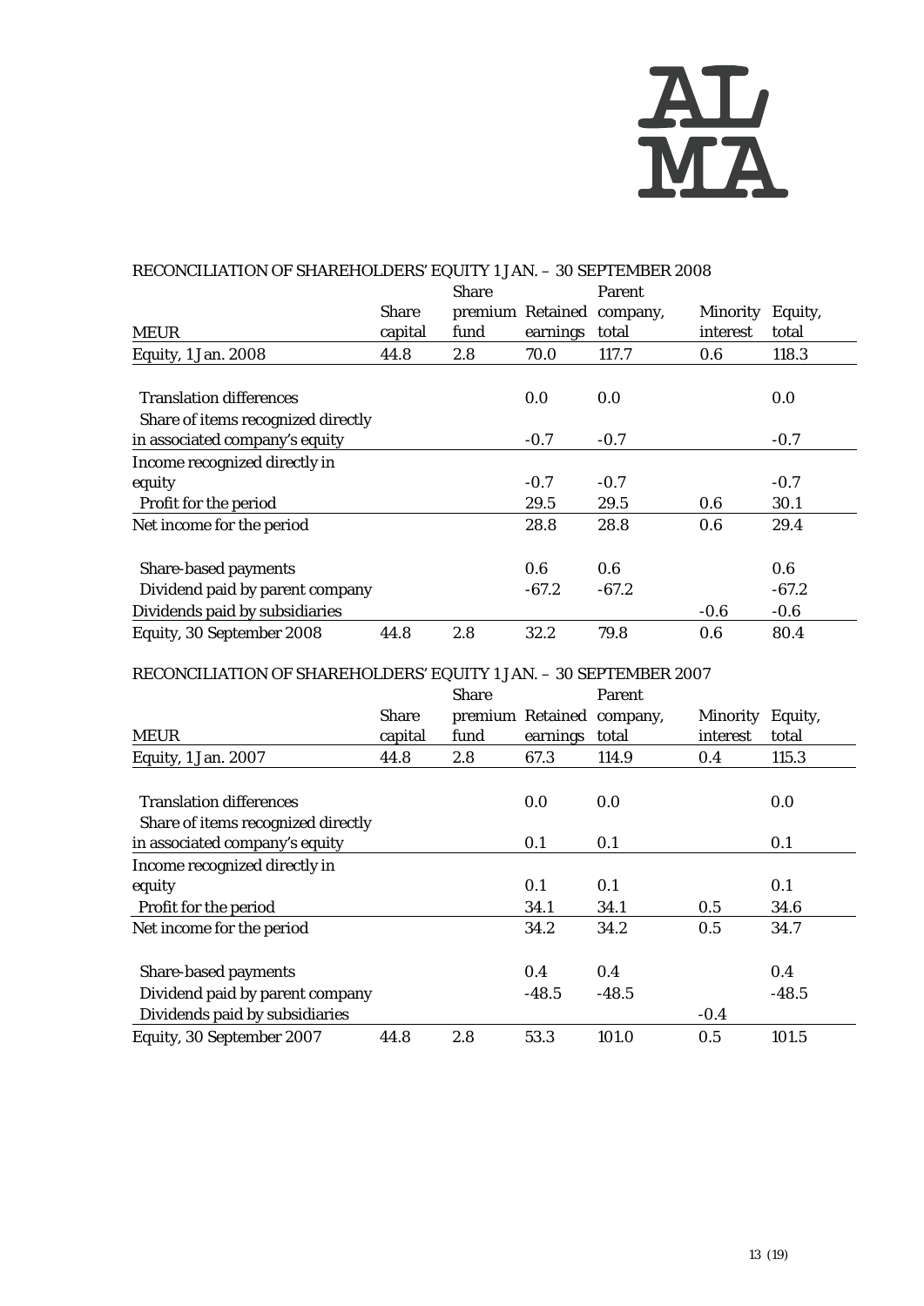RECONCILIATION OF SHAREHOLDERS' EQUITY 1 JAN. – 30 SEPTEMBER 2008

| MEUR | Share capital | Share premium fund | Retained earnings | Parent company, total | Minority interest | Equity, total |
|---|---|---|---|---|---|---|
| Equity, 1 Jan. 2008 | 44.8 | 2.8 | 70.0 | 117.7 | 0.6 | 118.3 |
| Translation differences | | | 0.0 | 0.0 | | 0.0 |
| Share of items recognized directly in associated company's equity | | | -0.7 | -0.7 | | -0.7 |
| Income recognized directly in equity | | | -0.7 | -0.7 | | -0.7 |
| Profit for the period | | | 29.5 | 29.5 | 0.6 | 30.1 |
| Net income for the period | | | 28.8 | 28.8 | 0.6 | 29.4 |
| Share-based payments | | | 0.6 | 0.6 | | 0.6 |
| Dividend paid by parent company | | | -67.2 | -67.2 | | -67.2 |
| Dividends paid by subsidiaries | | | | | -0.6 | -0.6 |
| Equity, 30 September 2008 | 44.8 | 2.8 | 32.2 | 79.8 | 0.6 | 80.4 |

RECONCILIATION OF SHAREHOLDERS' EQUITY 1 JAN. – 30 SEPTEMBER 2007

| MEUR | Share capital | Share premium fund | Retained earnings | Parent company, total | Minority interest | Equity, total |
|---|---|---|---|---|---|---|
| Equity, 1 Jan. 2007 | 44.8 | 2.8 | 67.3 | 114.9 | 0.4 | 115.3 |
| Translation differences | | | 0.0 | 0.0 | | 0.0 |
| Share of items recognized directly in associated company's equity | | | 0.1 | 0.1 | | 0.1 |
| Income recognized directly in equity | | | 0.1 | 0.1 | | 0.1 |
| Profit for the period | | | 34.1 | 34.1 | 0.5 | 34.6 |
| Net income for the period | | | 34.2 | 34.2 | 0.5 | 34.7 |
| Share-based payments | | | 0.4 | 0.4 | | 0.4 |
| Dividend paid by parent company | | | -48.5 | -48.5 | | -48.5 |
| Dividends paid by subsidiaries | | | | | -0.4 | |
| Equity, 30 September 2007 | 44.8 | 2.8 | 53.3 | 101.0 | 0.5 | 101.5 |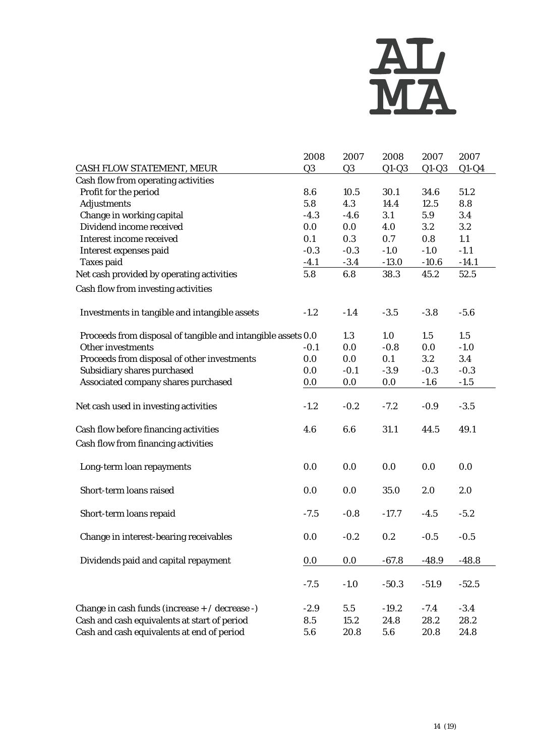| CASH FLOW STATEMENT, MEUR | 2008 Q3 | 2007 Q3 | 2008 Q1-Q3 | 2007 Q1-Q3 | 2007 Q1-Q4 |
|---|---|---|---|---|---|
| Cash flow from operating activities | | | | | |
| Profit for the period | 8.6 | 10.5 | 30.1 | 34.6 | 51.2 |
| Adjustments | 5.8 | 4.3 | 14.4 | 12.5 | 8.8 |
| Change in working capital | -4.3 | -4.6 | 3.1 | 5.9 | 3.4 |
| Dividend income received | 0.0 | 0.0 | 4.0 | 3.2 | 3.2 |
| Interest income received | 0.1 | 0.3 | 0.7 | 0.8 | 1.1 |
| Interest expenses paid | -0.3 | -0.3 | -1.0 | -1.0 | -1.1 |
| Taxes paid | -4.1 | -3.4 | -13.0 | -10.6 | -14.1 |
| Net cash provided by operating activities | 5.8 | 6.8 | 38.3 | 45.2 | 52.5 |
| Cash flow from investing activities | | | | | |
| Investments in tangible and intangible assets | -1.2 | -1.4 | -3.5 | -3.8 | -5.6 |
| Proceeds from disposal of tangible and intangible assets | 0.0 | 1.3 | 1.0 | 1.5 | 1.5 |
| Other investments | -0.1 | 0.0 | -0.8 | 0.0 | -1.0 |
| Proceeds from disposal of other investments | 0.0 | 0.0 | 0.1 | 3.2 | 3.4 |
| Subsidiary shares purchased | 0.0 | -0.1 | -3.9 | -0.3 | -0.3 |
| Associated company shares purchased | 0.0 | 0.0 | 0.0 | -1.6 | -1.5 |
| Net cash used in investing activities | -1.2 | -0.2 | -7.2 | -0.9 | -3.5 |
| Cash flow before financing activities | 4.6 | 6.6 | 31.1 | 44.5 | 49.1 |
| Cash flow from financing activities | | | | | |
| Long-term loan repayments | 0.0 | 0.0 | 0.0 | 0.0 | 0.0 |
| Short-term loans raised | 0.0 | 0.0 | 35.0 | 2.0 | 2.0 |
| Short-term loans repaid | -7.5 | -0.8 | -17.7 | -4.5 | -5.2 |
| Change in interest-bearing receivables | 0.0 | -0.2 | 0.2 | -0.5 | -0.5 |
| Dividends paid and capital repayment | 0.0 | 0.0 | -67.8 | -48.9 | -48.8 |
| | -7.5 | -1.0 | -50.3 | -51.9 | -52.5 |
| Change in cash funds (increase + / decrease -) | -2.9 | 5.5 | -19.2 | -7.4 | -3.4 |
| Cash and cash equivalents at start of period | 8.5 | 15.2 | 24.8 | 28.2 | 28.2 |
| Cash and cash equivalents at end of period | 5.6 | 20.8 | 5.6 | 20.8 | 24.8 |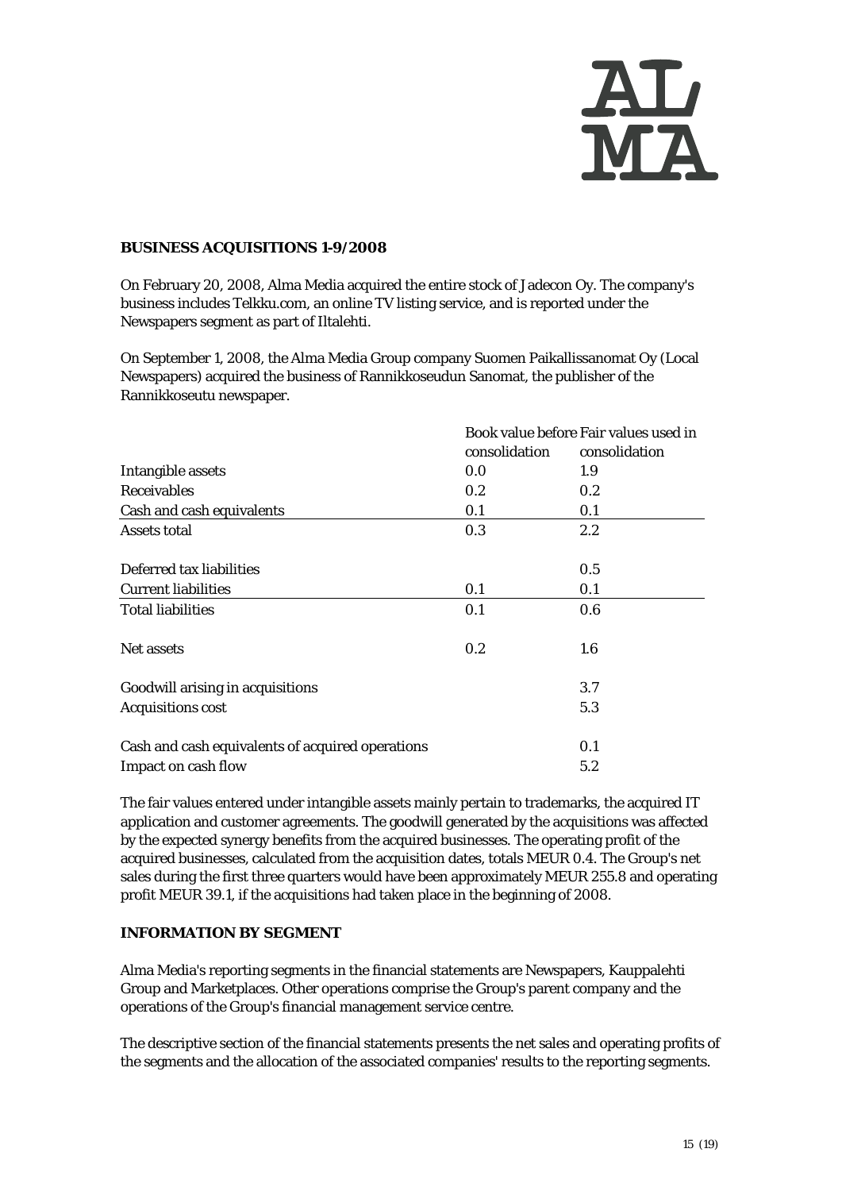## BUSINESS ACQUISITIONS 1-9/2008

On February 20, 2008, Alma Media acquired the entire stock of Jadecon Oy. The company's business includes Telkku.com, an online TV listing service, and is reported under the Newspapers segment as part of Iltalehti.

On September 1, 2008, the Alma Media Group company Suomen Paikallissanomat Oy (Local Newspapers) acquired the business of Rannikkoseudun Sanomat, the publisher of the Rannikkoseutu newspaper.

| | Book value before consolidation | Fair values used in consolidation |
|---|---|---|
| Intangible assets | 0.0 | 1.9 |
| Receivables | 0.2 | 0.2 |
| Cash and cash equivalents | 0.1 | 0.1 |
| Assets total | 0.3 | 2.2 |
| | | |
| Deferred tax liabilities | | 0.5 |
| Current liabilities | 0.1 | 0.1 |
| Total liabilities | 0.1 | 0.6 |
| | | |
| Net assets | 0.2 | 1.6 |
| | | |
| Goodwill arising in acquisitions | | 3.7 |
| Acquisitions cost | | 5.3 |
| | | |
| Cash and cash equivalents of acquired operations | | 0.1 |
| Impact on cash flow | | 5.2 |

The fair values entered under intangible assets mainly pertain to trademarks, the acquired IT application and customer agreements. The goodwill generated by the acquisitions was affected by the expected synergy benefits from the acquired businesses. The operating profit of the acquired businesses, calculated from the acquisition dates, totals MEUR 0.4. The Group's net sales during the first three quarters would have been approximately MEUR 255.8 and operating profit MEUR 39.1, if the acquisitions had taken place in the beginning of 2008.

## INFORMATION BY SEGMENT

Alma Media's reporting segments in the financial statements are Newspapers, Kauppalehti Group and Marketplaces. Other operations comprise the Group's parent company and the operations of the Group's financial management service centre.

The descriptive section of the financial statements presents the net sales and operating profits of the segments and the allocation of the associated companies' results to the reporting segments.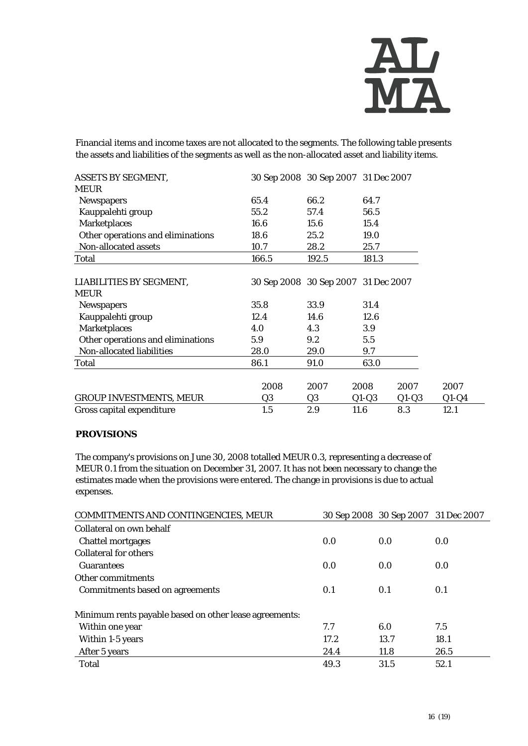Financial items and income taxes are not allocated to the segments. The following table presents the assets and liabilities of the segments as well as the non-allocated asset and liability items.

| ASSETS BY SEGMENT, MEUR | 30 Sep 2008 | 30 Sep 2007 | 31 Dec 2007 |
|---|---|---|---|
| Newspapers | 65.4 | 66.2 | 64.7 |
| Kauppalehti group | 55.2 | 57.4 | 56.5 |
| Marketplaces | 16.6 | 15.6 | 15.4 |
| Other operations and eliminations | 18.6 | 25.2 | 19.0 |
| Non-allocated assets | 10.7 | 28.2 | 25.7 |
| Total | 166.5 | 192.5 | 181.3 |

| LIABILITIES BY SEGMENT, MEUR | 30 Sep 2008 | 30 Sep 2007 | 31 Dec 2007 |
|---|---|---|---|
| Newspapers | 35.8 | 33.9 | 31.4 |
| Kauppalehti group | 12.4 | 14.6 | 12.6 |
| Marketplaces | 4.0 | 4.3 | 3.9 |
| Other operations and eliminations | 5.9 | 9.2 | 5.5 |
| Non-allocated liabilities | 28.0 | 29.0 | 9.7 |
| Total | 86.1 | 91.0 | 63.0 |

| GROUP INVESTMENTS, MEUR | 2008 Q3 | 2007 Q3 | 2008 Q1-Q3 | 2007 Q1-Q3 | 2007 Q1-Q4 |
|---|---|---|---|---|---|
| Gross capital expenditure | 1.5 | 2.9 | 11.6 | 8.3 | 12.1 |

**PROVISIONS**

The company's provisions on June 30, 2008 totalled MEUR 0.3, representing a decrease of MEUR 0.1 from the situation on December 31, 2007. It has not been necessary to change the estimates made when the provisions were entered. The change in provisions is due to actual expenses.

| COMMITMENTS AND CONTINGENCIES, MEUR | 30 Sep 2008 | 30 Sep 2007 | 31 Dec 2007 |
|---|---|---|---|
| Collateral on own behalf | | | |
| Chattel mortgages | 0.0 | 0.0 | 0.0 |
| Collateral for others | | | |
| Guarantees | 0.0 | 0.0 | 0.0 |
| Other commitments | | | |
| Commitments based on agreements | 0.1 | 0.1 | 0.1 |
| Minimum rents payable based on other lease agreements: | | | |
| Within one year | 7.7 | 6.0 | 7.5 |
| Within 1-5 years | 17.2 | 13.7 | 18.1 |
| After 5 years | 24.4 | 11.8 | 26.5 |
| Total | 49.3 | 31.5 | 52.1 |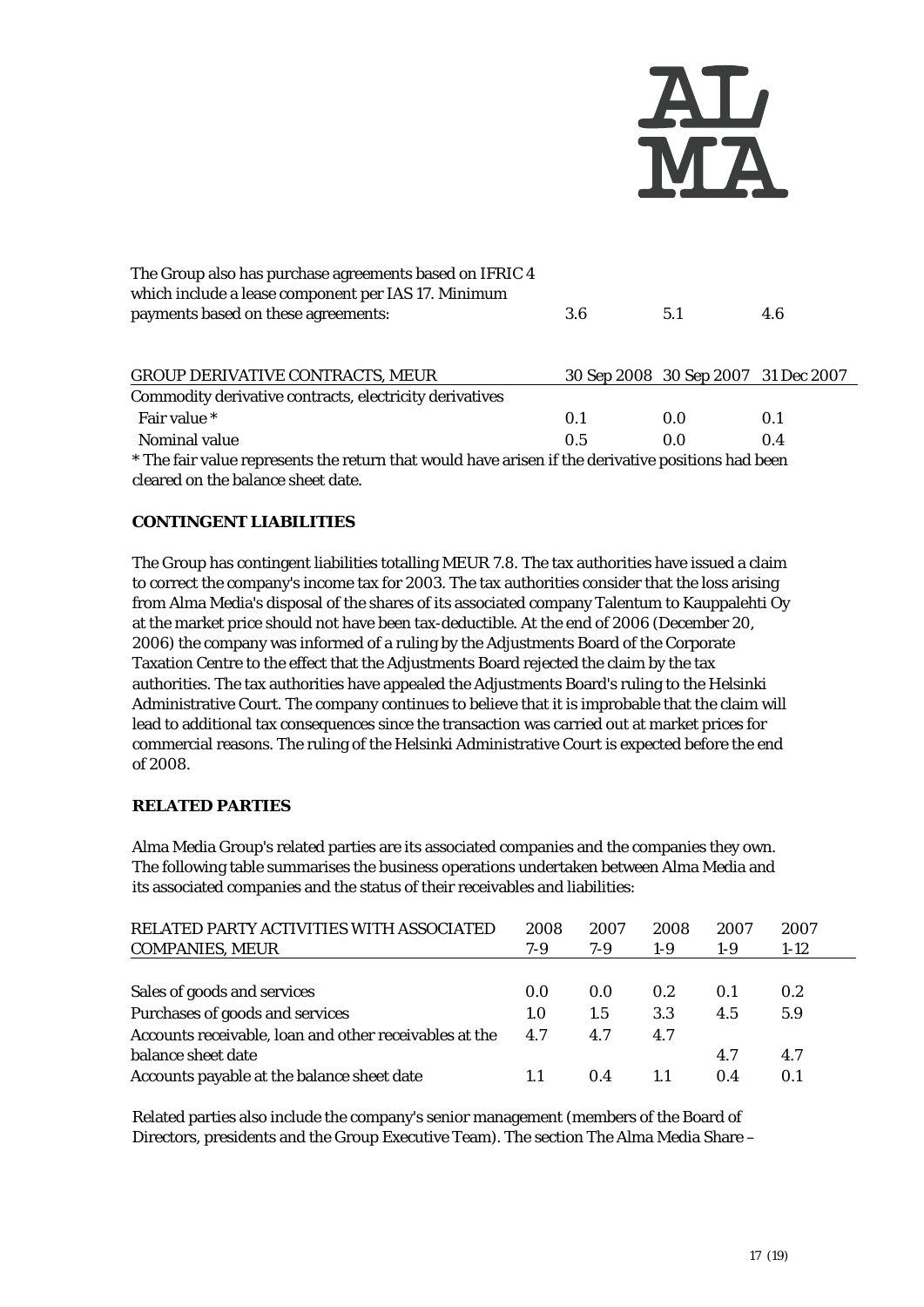| | | | |
|---|---|---|---|
| The Group also has purchase agreements based on IFRIC 4 which include a lease component per IAS 17. Minimum payments based on these agreements: | 3.6 | 5.1 | 4.6 |

| GROUP DERIVATIVE CONTRACTS, MEUR | 30 Sep 2008 | 30 Sep 2007 | 31 Dec 2007 |
|---|---|---|---|
| Commodity derivative contracts, electricity derivatives | | | |
| Fair value * | 0.1 | 0.0 | 0.1 |
| Nominal value | 0.5 | 0.0 | 0.4 |

* The fair value represents the return that would have arisen if the derivative positions had been cleared on the balance sheet date.

**CONTINGENT LIABILITIES**

The Group has contingent liabilities totalling MEUR 7.8. The tax authorities have issued a claim to correct the company's income tax for 2003. The tax authorities consider that the loss arising from Alma Media's disposal of the shares of its associated company Talentum to Kauppalehti Oy at the market price should not have been tax-deductible. At the end of 2006 (December 20, 2006) the company was informed of a ruling by the Adjustments Board of the Corporate Taxation Centre to the effect that the Adjustments Board rejected the claim by the tax authorities. The tax authorities have appealed the Adjustments Board's ruling to the Helsinki Administrative Court. The company continues to believe that it is improbable that the claim will lead to additional tax consequences since the transaction was carried out at market prices for commercial reasons. The ruling of the Helsinki Administrative Court is expected before the end of 2008.

**RELATED PARTIES**

Alma Media Group's related parties are its associated companies and the companies they own. The following table summarises the business operations undertaken between Alma Media and its associated companies and the status of their receivables and liabilities:

| RELATED PARTY ACTIVITIES WITH ASSOCIATED COMPANIES, MEUR | 2008 7-9 | 2007 7-9 | 2008 1-9 | 2007 1-9 | 2007 1-12 |
|---|---|---|---|---|---|
| Sales of goods and services | 0.0 | 0.0 | 0.2 | 0.1 | 0.2 |
| Purchases of goods and services | 1.0 | 1.5 | 3.3 | 4.5 | 5.9 |
| Accounts receivable, loan and other receivables at the balance sheet date | 4.7 | 4.7 | 4.7 | 4.7 | 4.7 |
| Accounts payable at the balance sheet date | 1.1 | 0.4 | 1.1 | 0.4 | 0.1 |

Related parties also include the company's senior management (members of the Board of Directors, presidents and the Group Executive Team). The section The Alma Media Share –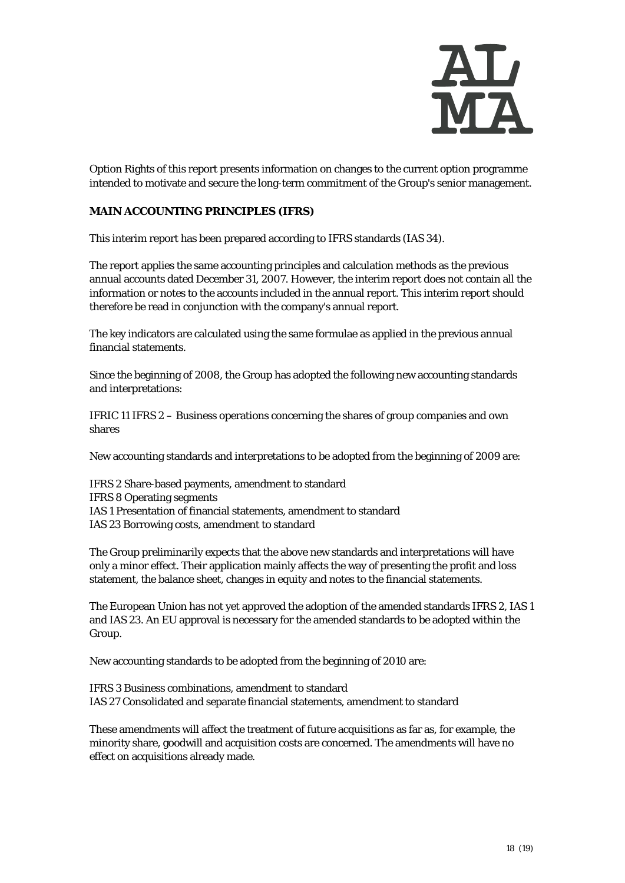Option Rights of this report presents information on changes to the current option programme intended to motivate and secure the long-term commitment of the Group's senior management.

**MAIN ACCOUNTING PRINCIPLES (IFRS)**

This interim report has been prepared according to IFRS standards (IAS 34).

The report applies the same accounting principles and calculation methods as the previous annual accounts dated December 31, 2007. However, the interim report does not contain all the information or notes to the accounts included in the annual report. This interim report should therefore be read in conjunction with the company's annual report.

The key indicators are calculated using the same formulae as applied in the previous annual financial statements.

Since the beginning of 2008, the Group has adopted the following new accounting standards and interpretations:

IFRIC 11 IFRS 2 – Business operations concerning the shares of group companies and own shares

New accounting standards and interpretations to be adopted from the beginning of 2009 are:

IFRS 2 Share-based payments, amendment to standard
IFRS 8 Operating segments
IAS 1 Presentation of financial statements, amendment to standard
IAS 23 Borrowing costs, amendment to standard

The Group preliminarily expects that the above new standards and interpretations will have only a minor effect. Their application mainly affects the way of presenting the profit and loss statement, the balance sheet, changes in equity and notes to the financial statements.

The European Union has not yet approved the adoption of the amended standards IFRS 2, IAS 1 and IAS 23. An EU approval is necessary for the amended standards to be adopted within the Group.

New accounting standards to be adopted from the beginning of 2010 are:

IFRS 3 Business combinations, amendment to standard
IAS 27 Consolidated and separate financial statements, amendment to standard

These amendments will affect the treatment of future acquisitions as far as, for example, the minority share, goodwill and acquisition costs are concerned. The amendments will have no effect on acquisitions already made.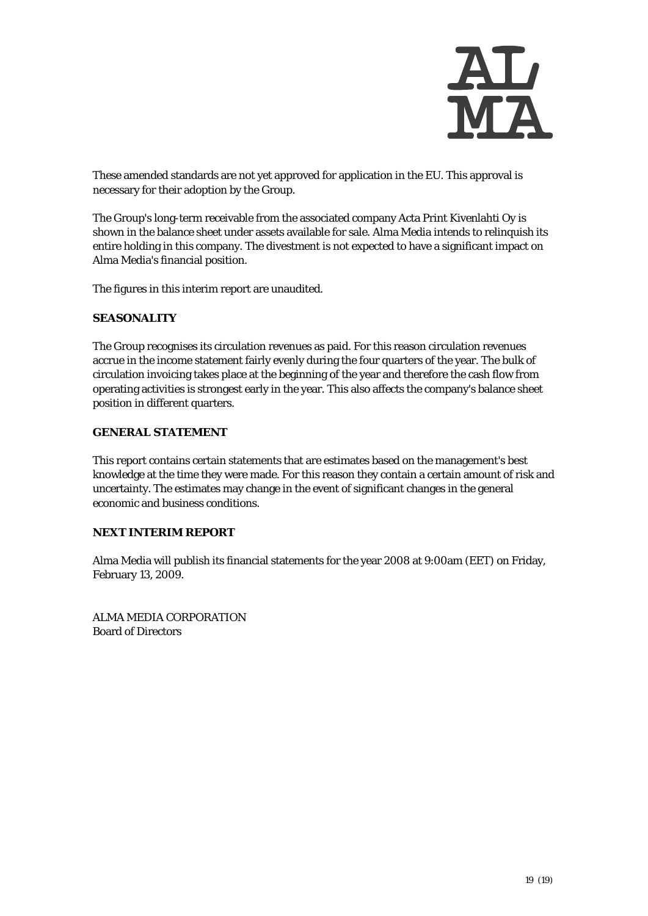These amended standards are not yet approved for application in the EU. This approval is necessary for their adoption by the Group.

The Group's long-term receivable from the associated company Acta Print Kivenlahti Oy is shown in the balance sheet under assets available for sale. Alma Media intends to relinquish its entire holding in this company. The divestment is not expected to have a significant impact on Alma Media's financial position.

The figures in this interim report are unaudited.

**SEASONALITY**

The Group recognises its circulation revenues as paid. For this reason circulation revenues accrue in the income statement fairly evenly during the four quarters of the year. The bulk of circulation invoicing takes place at the beginning of the year and therefore the cash flow from operating activities is strongest early in the year. This also affects the company's balance sheet position in different quarters.

**GENERAL STATEMENT**

This report contains certain statements that are estimates based on the management's best knowledge at the time they were made. For this reason they contain a certain amount of risk and uncertainty. The estimates may change in the event of significant changes in the general economic and business conditions.

**NEXT INTERIM REPORT**

Alma Media will publish its financial statements for the year 2008 at 9:00am (EET) on Friday, February 13, 2009.

ALMA MEDIA CORPORATION
Board of Directors